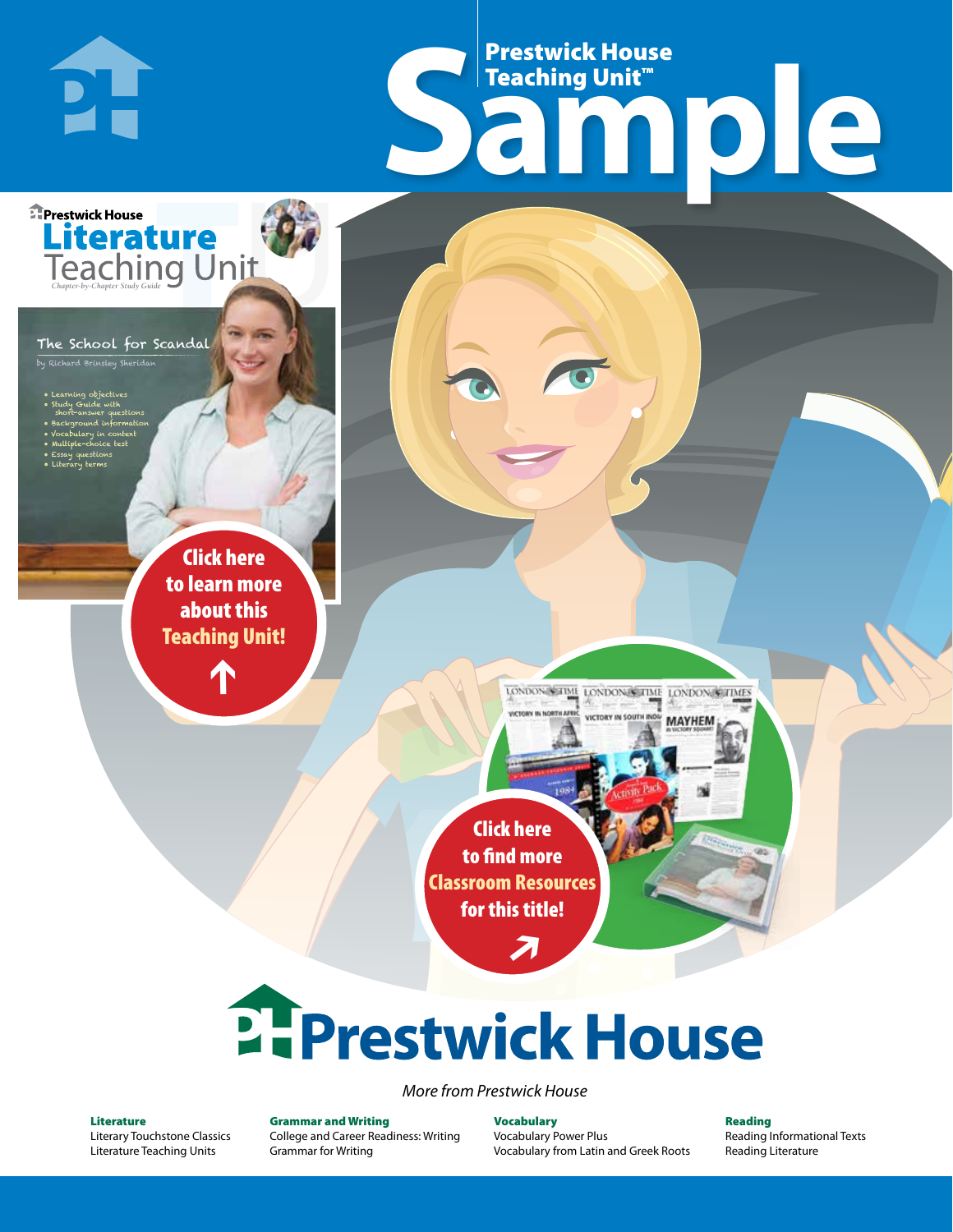# Prestwick House Teaching Unit™

# Sample

Prestwick House

**Literature**
Teaching Unit
*Chapter-by-Chapter Study Guide*

The School for Scandal
by Richard Brinsley Sheridan

- Learning objectives
- Study Guide with short-answer questions
- Background information
- Vocabulary in context
- Multiple-choice test
- Essay questions
- Literary terms

**Click here to learn more about this Teaching Unit!**

**Click here to find more Classroom Resources for this title!**

# Prestwick House

*More from Prestwick House*

**Literature**
Literary Touchstone Classics
Literature Teaching Units

**Grammar and Writing**
College and Career Readiness: Writing
Grammar for Writing

**Vocabulary**
Vocabulary Power Plus
Vocabulary from Latin and Greek Roots

**Reading**
Reading Informational Texts
Reading Literature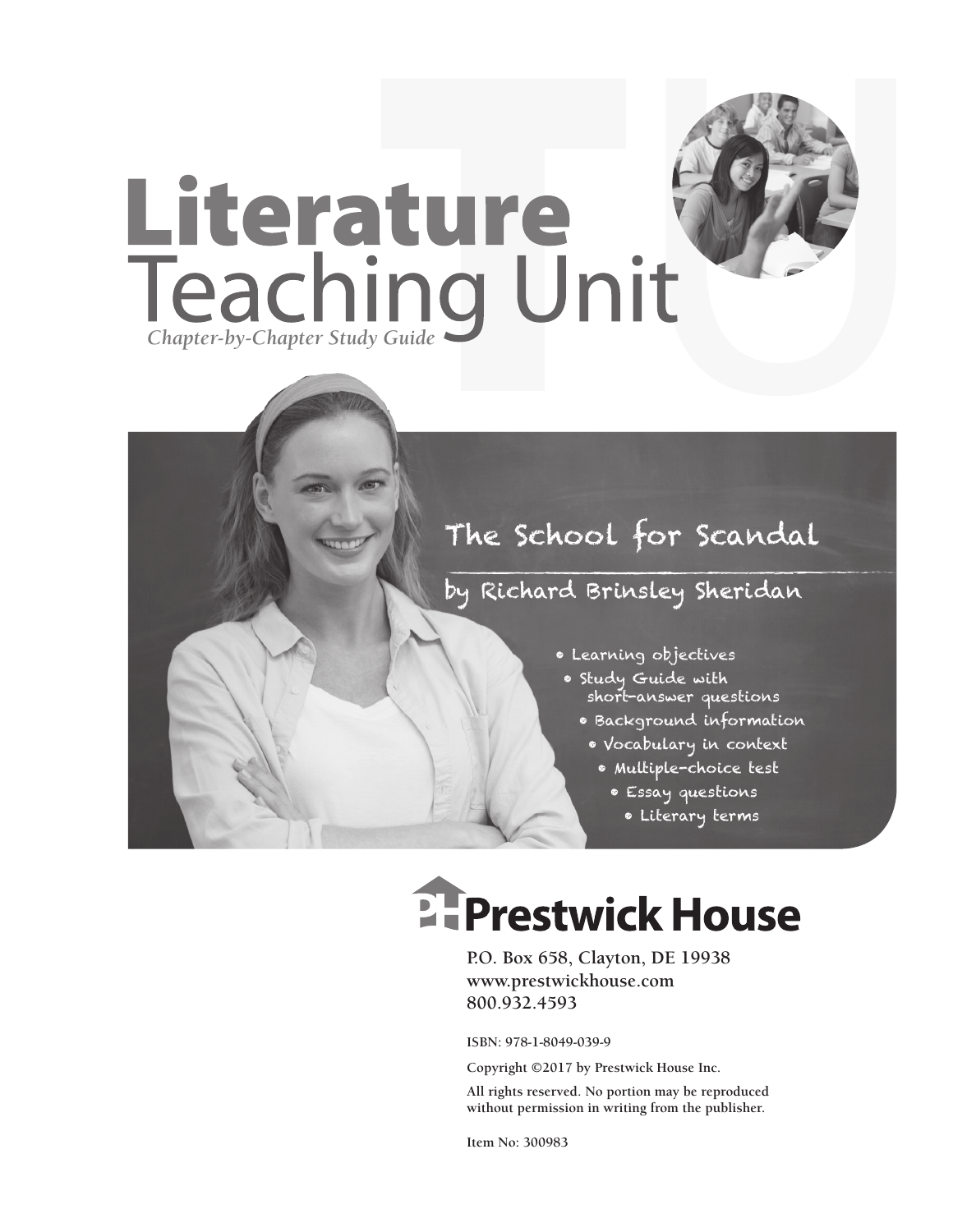# Literature
# Teaching Unit

*Chapter-by-Chapter Study Guide*

## The School for Scandal

### by Richard Brinsley Sheridan

- Learning objectives
- Study Guide with short-answer questions
- Background information
- Vocabulary in context
- Multiple-choice test
- Essay questions
- Literary terms

**Prestwick House**

P.O. Box 658, Clayton, DE 19938
www.prestwickhouse.com
800.932.4593

ISBN: 978-1-8049-039-9

Copyright ©2017 by Prestwick House Inc.

All rights reserved. No portion may be reproduced without permission in writing from the publisher.

Item No: 300983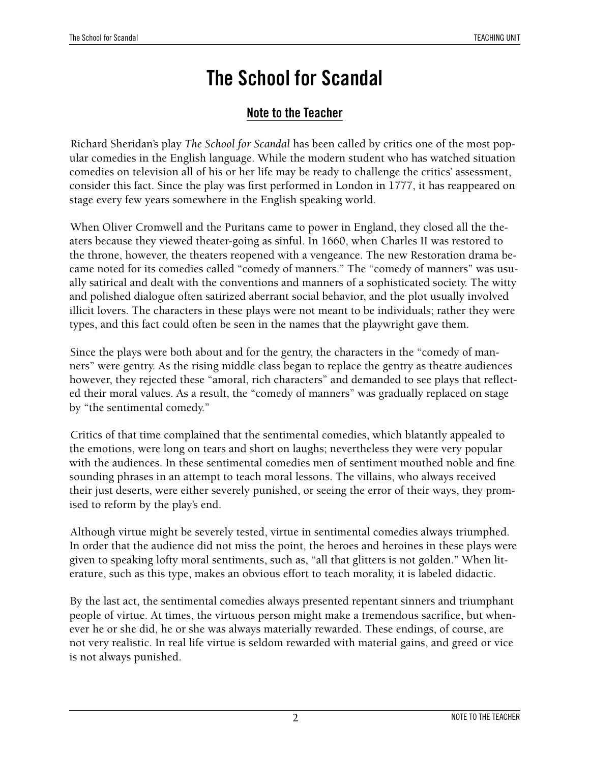# The School for Scandal

## Note to the Teacher

Richard Sheridan's play *The School for Scandal* has been called by critics one of the most popular comedies in the English language. While the modern student who has watched situation comedies on television all of his or her life may be ready to challenge the critics' assessment, consider this fact. Since the play was first performed in London in 1777, it has reappeared on stage every few years somewhere in the English speaking world.

When Oliver Cromwell and the Puritans came to power in England, they closed all the theaters because they viewed theater-going as sinful. In 1660, when Charles II was restored to the throne, however, the theaters reopened with a vengeance. The new Restoration drama became noted for its comedies called "comedy of manners." The "comedy of manners" was usually satirical and dealt with the conventions and manners of a sophisticated society. The witty and polished dialogue often satirized aberrant social behavior, and the plot usually involved illicit lovers. The characters in these plays were not meant to be individuals; rather they were types, and this fact could often be seen in the names that the playwright gave them.

Since the plays were both about and for the gentry, the characters in the "comedy of manners" were gentry. As the rising middle class began to replace the gentry as theatre audiences however, they rejected these "amoral, rich characters" and demanded to see plays that reflected their moral values. As a result, the "comedy of manners" was gradually replaced on stage by "the sentimental comedy."

Critics of that time complained that the sentimental comedies, which blatantly appealed to the emotions, were long on tears and short on laughs; nevertheless they were very popular with the audiences. In these sentimental comedies men of sentiment mouthed noble and fine sounding phrases in an attempt to teach moral lessons. The villains, who always received their just deserts, were either severely punished, or seeing the error of their ways, they promised to reform by the play's end.

Although virtue might be severely tested, virtue in sentimental comedies always triumphed. In order that the audience did not miss the point, the heroes and heroines in these plays were given to speaking lofty moral sentiments, such as, "all that glitters is not golden." When literature, such as this type, makes an obvious effort to teach morality, it is labeled didactic.

By the last act, the sentimental comedies always presented repentant sinners and triumphant people of virtue. At times, the virtuous person might make a tremendous sacrifice, but whenever he or she did, he or she was always materially rewarded. These endings, of course, are not very realistic. In real life virtue is seldom rewarded with material gains, and greed or vice is not always punished.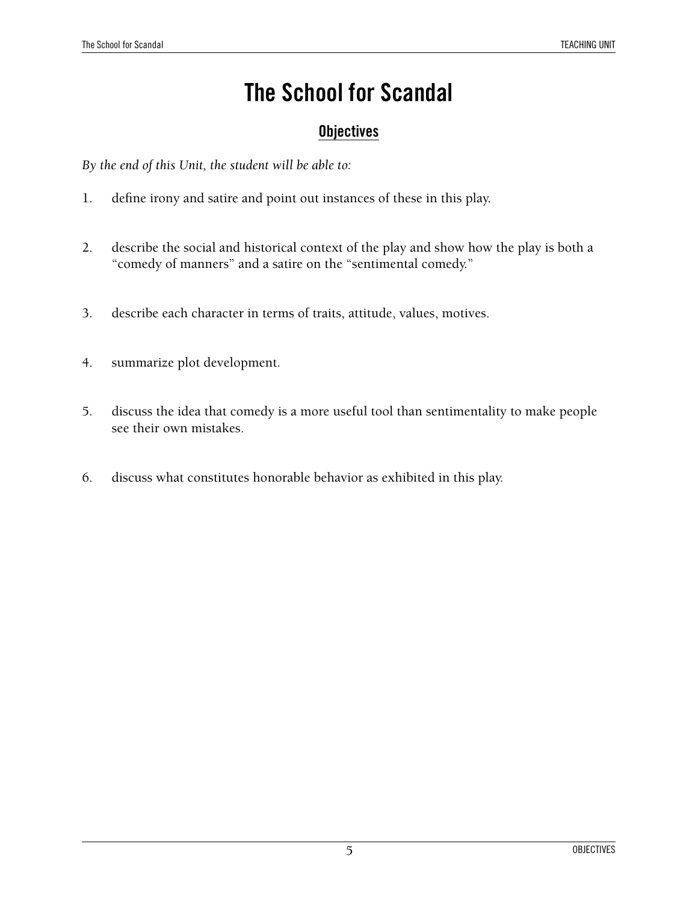# The School for Scandal

## Objectives

*By the end of this Unit, the student will be able to:*

1. define irony and satire and point out instances of these in this play.

2. describe the social and historical context of the play and show how the play is both a "comedy of manners" and a satire on the "sentimental comedy."

3. describe each character in terms of traits, attitude, values, motives.

4. summarize plot development.

5. discuss the idea that comedy is a more useful tool than sentimentality to make people see their own mistakes.

6. discuss what constitutes honorable behavior as exhibited in this play.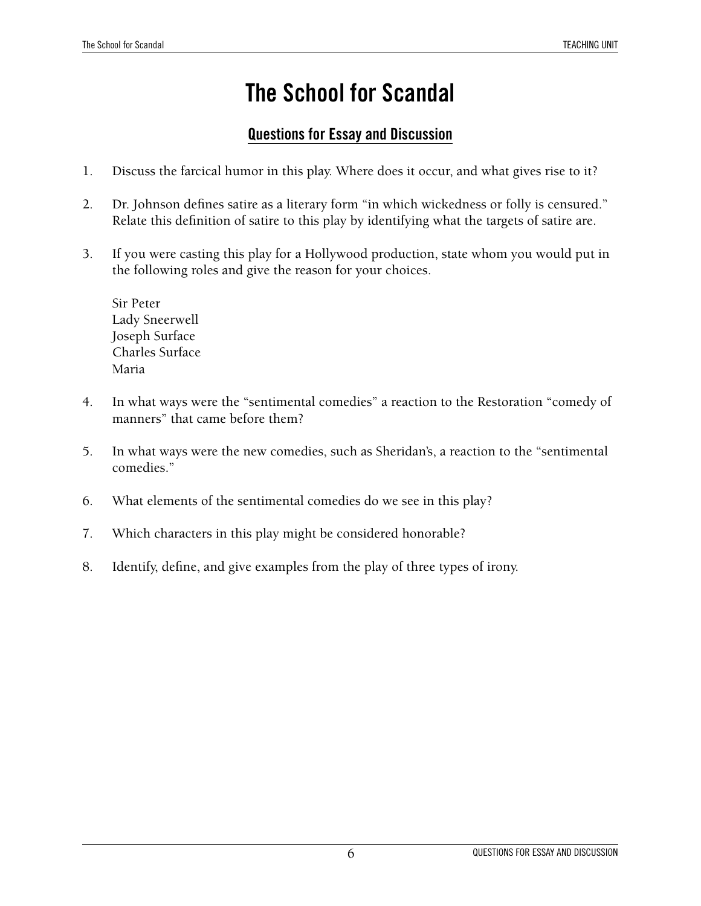# The School for Scandal

## Questions for Essay and Discussion

1. Discuss the farcical humor in this play. Where does it occur, and what gives rise to it?

2. Dr. Johnson defines satire as a literary form "in which wickedness or folly is censured." Relate this definition of satire to this play by identifying what the targets of satire are.

3. If you were casting this play for a Hollywood production, state whom you would put in the following roles and give the reason for your choices.

   Sir Peter
   Lady Sneerwell
   Joseph Surface
   Charles Surface
   Maria

4. In what ways were the "sentimental comedies" a reaction to the Restoration "comedy of manners" that came before them?

5. In what ways were the new comedies, such as Sheridan's, a reaction to the "sentimental comedies."

6. What elements of the sentimental comedies do we see in this play?

7. Which characters in this play might be considered honorable?

8. Identify, define, and give examples from the play of three types of irony.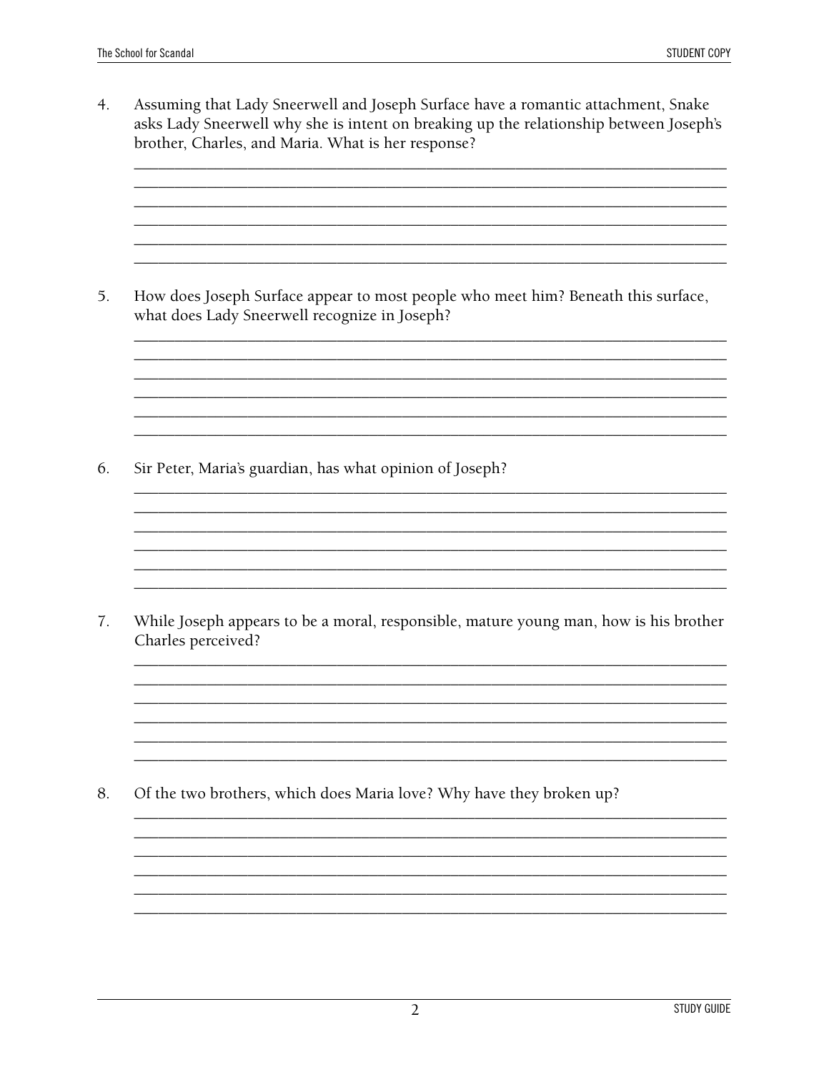4. Assuming that Lady Sneerwell and Joseph Surface have a romantic attachment, Snake asks Lady Sneerwell why she is intent on breaking up the relationship between Joseph's brother, Charles, and Maria. What is her response?

5. How does Joseph Surface appear to most people who meet him? Beneath this surface, what does Lady Sneerwell recognize in Joseph?

6. Sir Peter, Maria's guardian, has what opinion of Joseph?

7. While Joseph appears to be a moral, responsible, mature young man, how is his brother Charles perceived?

8. Of the two brothers, which does Maria love? Why have they broken up?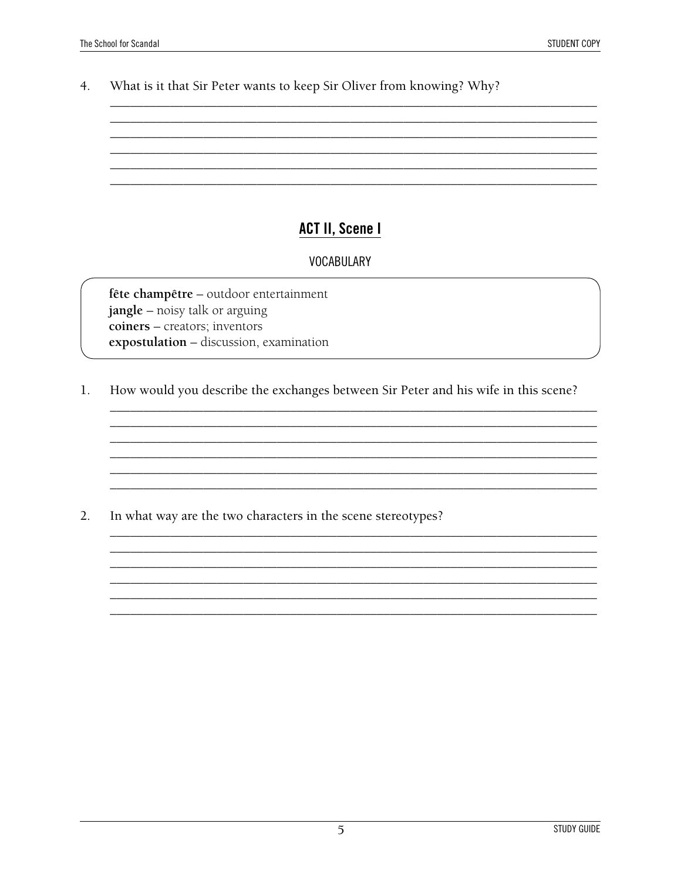4. What is it that Sir Peter wants to keep Sir Oliver from knowing? Why?

## ACT II, Scene I

### VOCABULARY

**fête champêtre** – outdoor entertainment
**jangle** – noisy talk or arguing
**coiners** – creators; inventors
**expostulation** – discussion, examination

1. How would you describe the exchanges between Sir Peter and his wife in this scene?

2. In what way are the two characters in the scene stereotypes?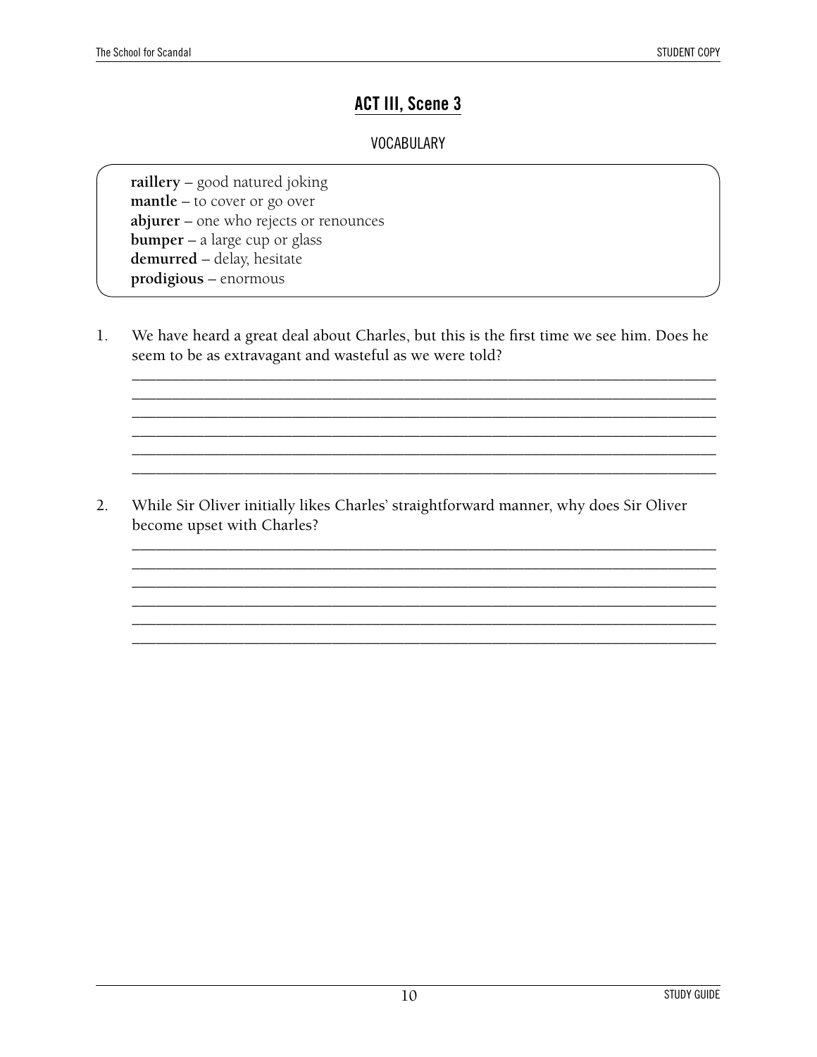## ACT III, Scene 3

VOCABULARY

**raillery** – good natured joking
**mantle** – to cover or go over
**abjurer** – one who rejects or renounces
**bumper** – a large cup or glass
**demurred** – delay, hesitate
**prodigious** – enormous

1. We have heard a great deal about Charles, but this is the first time we see him. Does he seem to be as extravagant and wasteful as we were told?

_______________________________________________________________________________
_______________________________________________________________________________
_______________________________________________________________________________
_______________________________________________________________________________
_______________________________________________________________________________
_______________________________________________________________________________

2. While Sir Oliver initially likes Charles' straightforward manner, why does Sir Oliver become upset with Charles?

_______________________________________________________________________________
_______________________________________________________________________________
_______________________________________________________________________________
_______________________________________________________________________________
_______________________________________________________________________________
_______________________________________________________________________________